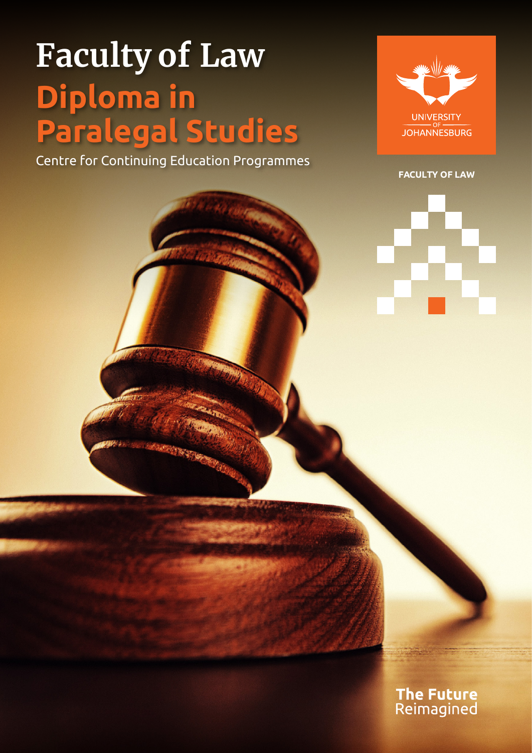# Faculty of Law

## Diploma in Paralegal Studies

Centre for Continuing Education Programmes

UNIVERSITY OF JOHANNESBURG

FACULTY OF LAW

**The Future** Reimagined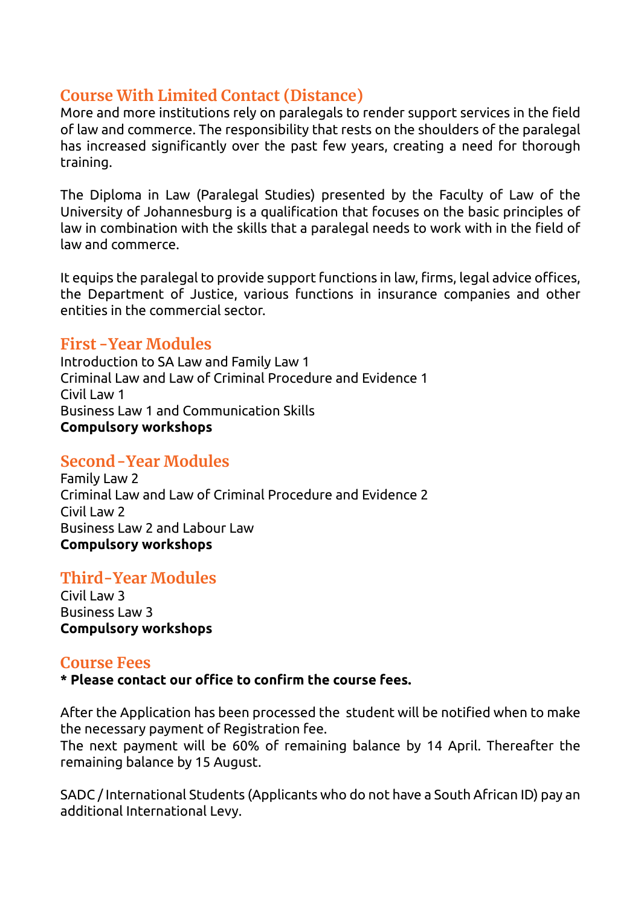## Course With Limited Contact (Distance)

More and more institutions rely on paralegals to render support services in the field of law and commerce. The responsibility that rests on the shoulders of the paralegal has increased significantly over the past few years, creating a need for thorough training.

The Diploma in Law (Paralegal Studies) presented by the Faculty of Law of the University of Johannesburg is a qualification that focuses on the basic principles of law in combination with the skills that a paralegal needs to work with in the field of law and commerce.

It equips the paralegal to provide support functions in law, firms, legal advice offices, the Department of Justice, various functions in insurance companies and other entities in the commercial sector.

## First -Year Modules

Introduction to SA Law and Family Law 1
Criminal Law and Law of Criminal Procedure and Evidence 1
Civil Law 1
Business Law 1 and Communication Skills
**Compulsory workshops**

## Second -Year Modules

Family Law 2
Criminal Law and Law of Criminal Procedure and Evidence 2
Civil Law 2
Business Law 2 and Labour Law
**Compulsory workshops**

## Third-Year Modules

Civil Law 3
Business Law 3
**Compulsory workshops**

## Course Fees

**\* Please contact our office to confirm the course fees.**

After the Application has been processed the student will be notified when to make the necessary payment of Registration fee.
The next payment will be 60% of remaining balance by 14 April. Thereafter the remaining balance by 15 August.

SADC / International Students (Applicants who do not have a South African ID) pay an additional International Levy.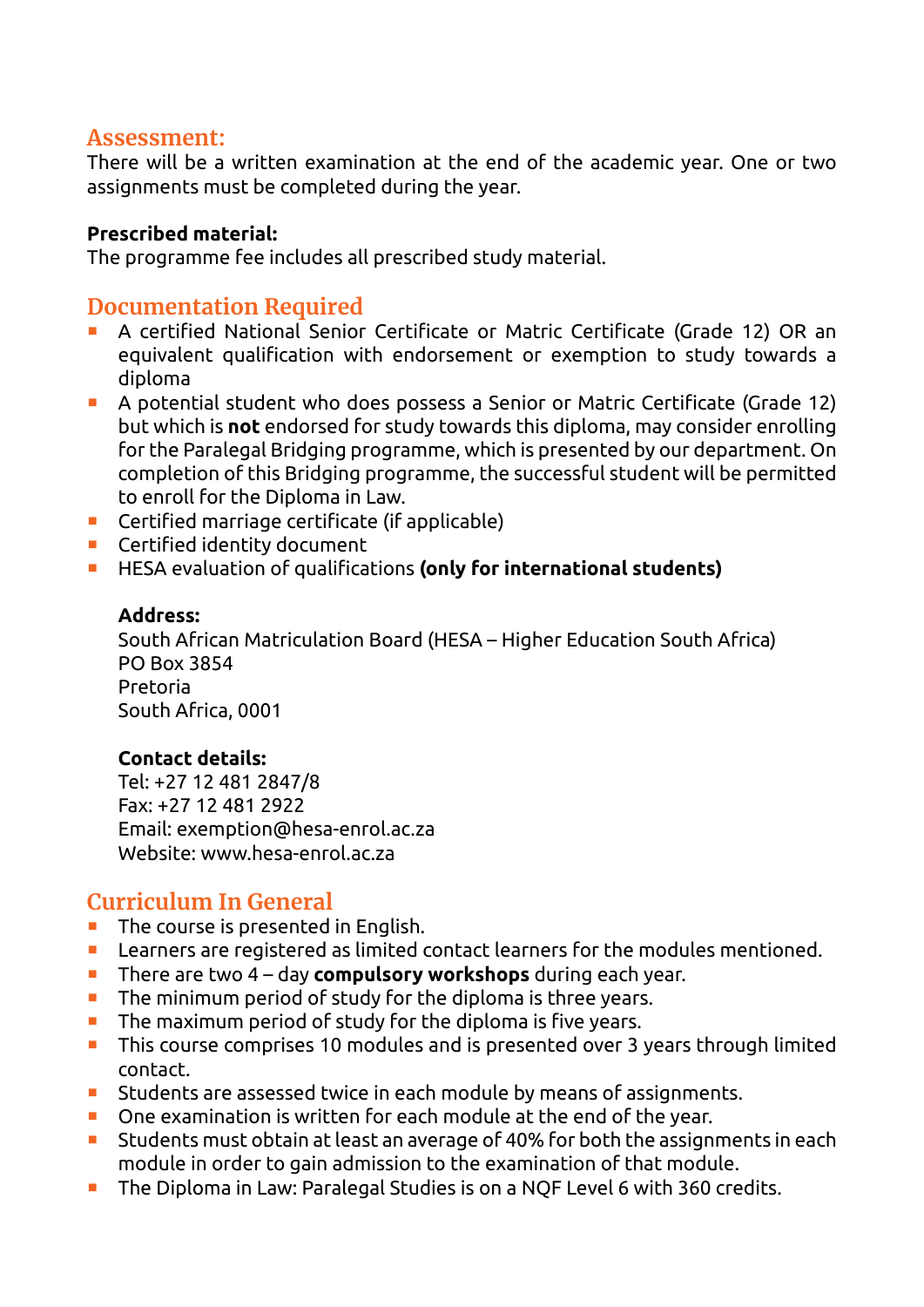## Assessment:

There will be a written examination at the end of the academic year. One or two assignments must be completed during the year.

**Prescribed material:**
The programme fee includes all prescribed study material.

## Documentation Required

- A certified National Senior Certificate or Matric Certificate (Grade 12) OR an equivalent qualification with endorsement or exemption to study towards a diploma
- A potential student who does possess a Senior or Matric Certificate (Grade 12) but which is **not** endorsed for study towards this diploma, may consider enrolling for the Paralegal Bridging programme, which is presented by our department. On completion of this Bridging programme, the successful student will be permitted to enroll for the Diploma in Law.
- Certified marriage certificate (if applicable)
- Certified identity document
- HESA evaluation of qualifications **(only for international students)**

  **Address:**
  South African Matriculation Board (HESA – Higher Education South Africa)
  PO Box 3854
  Pretoria
  South Africa, 0001

  **Contact details:**
  Tel: +27 12 481 2847/8
  Fax: +27 12 481 2922
  Email: exemption@hesa-enrol.ac.za
  Website: www.hesa-enrol.ac.za

## Curriculum In General

- The course is presented in English.
- Learners are registered as limited contact learners for the modules mentioned.
- There are two 4 – day **compulsory workshops** during each year.
- The minimum period of study for the diploma is three years.
- The maximum period of study for the diploma is five years.
- This course comprises 10 modules and is presented over 3 years through limited contact.
- Students are assessed twice in each module by means of assignments.
- One examination is written for each module at the end of the year.
- Students must obtain at least an average of 40% for both the assignments in each module in order to gain admission to the examination of that module.
- The Diploma in Law: Paralegal Studies is on a NQF Level 6 with 360 credits.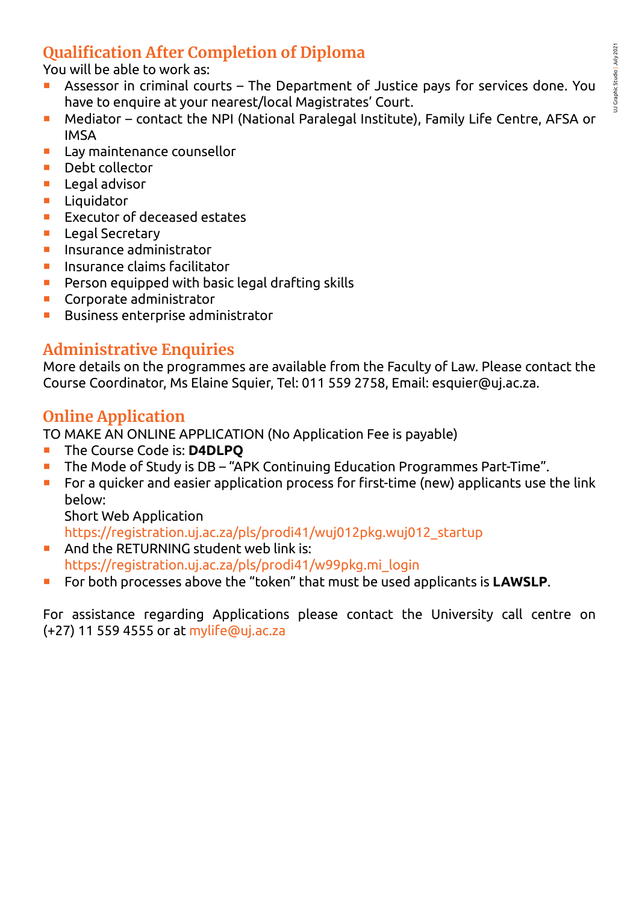## Qualification After Completion of Diploma

You will be able to work as:

- Assessor in criminal courts – The Department of Justice pays for services done. You have to enquire at your nearest/local Magistrates' Court.
- Mediator – contact the NPI (National Paralegal Institute), Family Life Centre, AFSA or IMSA
- Lay maintenance counsellor
- Debt collector
- Legal advisor
- Liquidator
- Executor of deceased estates
- Legal Secretary
- Insurance administrator
- Insurance claims facilitator
- Person equipped with basic legal drafting skills
- Corporate administrator
- Business enterprise administrator

## Administrative Enquiries

More details on the programmes are available from the Faculty of Law. Please contact the Course Coordinator, Ms Elaine Squier, Tel: 011 559 2758, Email: esquier@uj.ac.za.

## Online Application

TO MAKE AN ONLINE APPLICATION (No Application Fee is payable)

- The Course Code is: **D4DLPQ**
- The Mode of Study is DB – "APK Continuing Education Programmes Part-Time".
- For a quicker and easier application process for first-time (new) applicants use the link below:
  Short Web Application
  https://registration.uj.ac.za/pls/prodi41/wuj012pkg.wuj012_startup
- And the RETURNING student web link is:
  https://registration.uj.ac.za/pls/prodi41/w99pkg.mi_login
- For both processes above the "token" that must be used applicants is **LAWSLP**.

For assistance regarding Applications please contact the University call centre on (+27) 11 559 4555 or at mylife@uj.ac.za